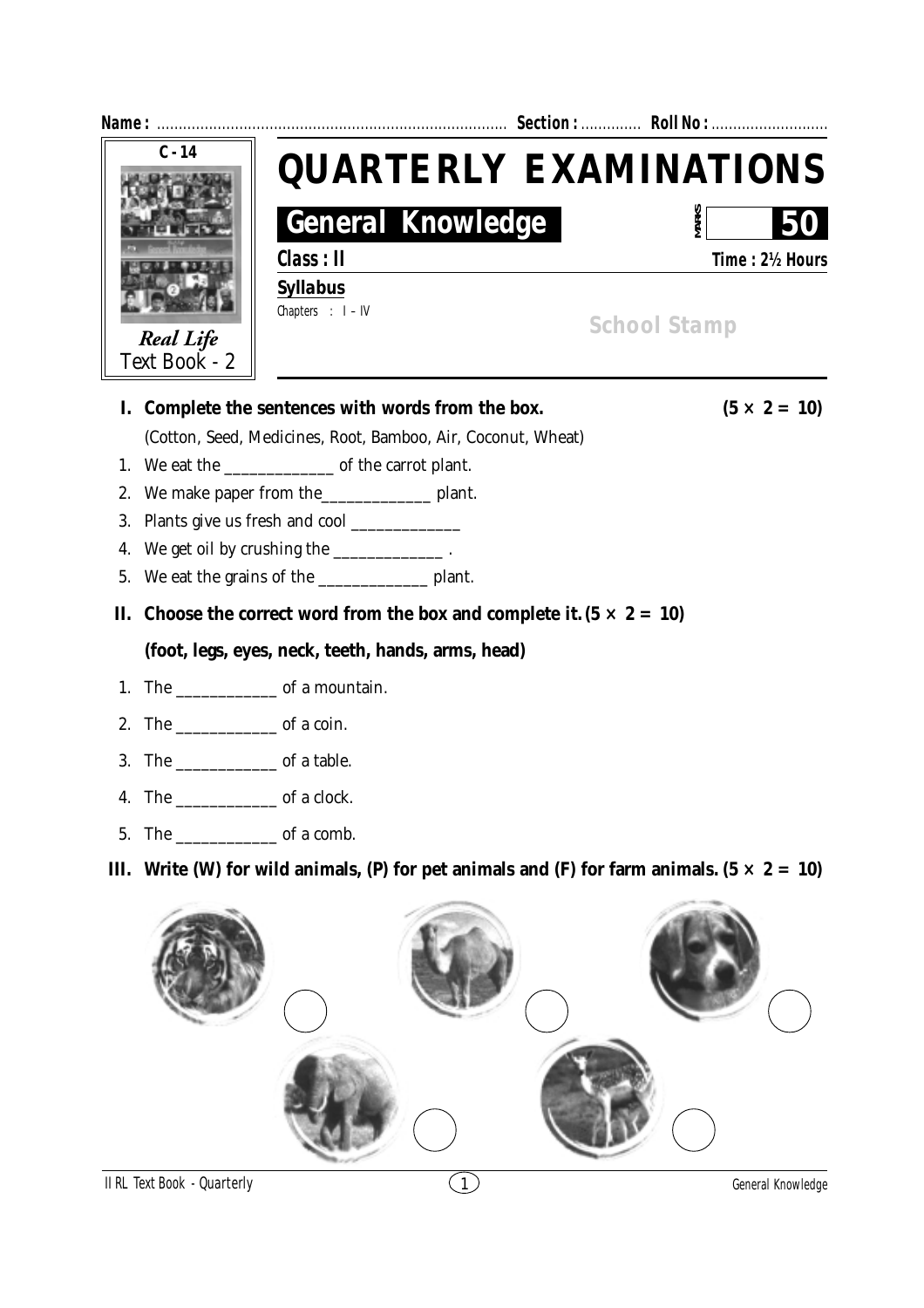**Name :** ................................................................................ **Section :** ............. **Roll No :** ...........................

C - 14

*Real Life*
Text Book - 2

# QUARTERLY EXAMINATIONS

## General Knowledge

MARKS **50**

**Class : II** **Time : 2½ Hours**

**Syllabus**

Chapters : I – IV

School Stamp

**I. Complete the sentences with words from the box.** **(5 × 2 = 10)**

(Cotton, Seed, Medicines, Root, Bamboo, Air, Coconut, Wheat)

1. We eat the _____________ of the carrot plant.
2. We make paper from the_____________ plant.
3. Plants give us fresh and cool _____________
4. We get oil by crushing the _____________ .
5. We eat the grains of the _____________ plant.

**II. Choose the correct word from the box and complete it. (5 × 2 = 10)**

**(foot, legs, eyes, neck, teeth, hands, arms, head)**

1. The ____________ of a mountain.
2. The ____________ of a coin.
3. The ____________ of a table.
4. The ____________ of a clock.
5. The ____________ of a comb.

**III. Write (W) for wild animals, (P) for pet animals and (F) for farm animals. (5 × 2 = 10)**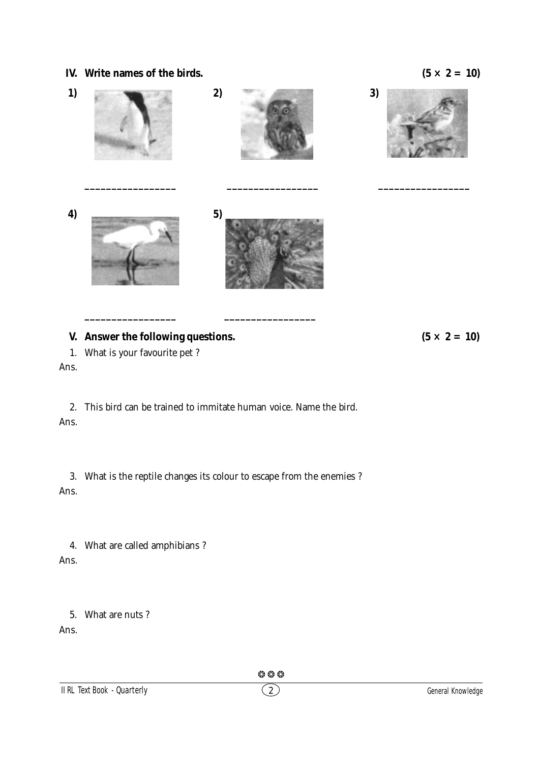**IV. Write names of the birds.** **(5 × 2 = 10)**

1) \_\_\_\_\_\_\_\_\_\_\_\_\_\_\_\_

2) \_\_\_\_\_\_\_\_\_\_\_\_\_\_\_\_

3) \_\_\_\_\_\_\_\_\_\_\_\_\_\_\_\_

4) \_\_\_\_\_\_\_\_\_\_\_\_\_\_\_\_

5) \_\_\_\_\_\_\_\_\_\_\_\_\_\_\_\_

**V. Answer the following questions.** **(5 × 2 = 10)**

1. What is your favourite pet ?

Ans.

2. This bird can be trained to immitate human voice. Name the bird.

Ans.

3. What is the reptile changes its colour to escape from the enemies ?

Ans.

4. What are called amphibians ?

Ans.

5. What are nuts ?

Ans.

❂❂❂